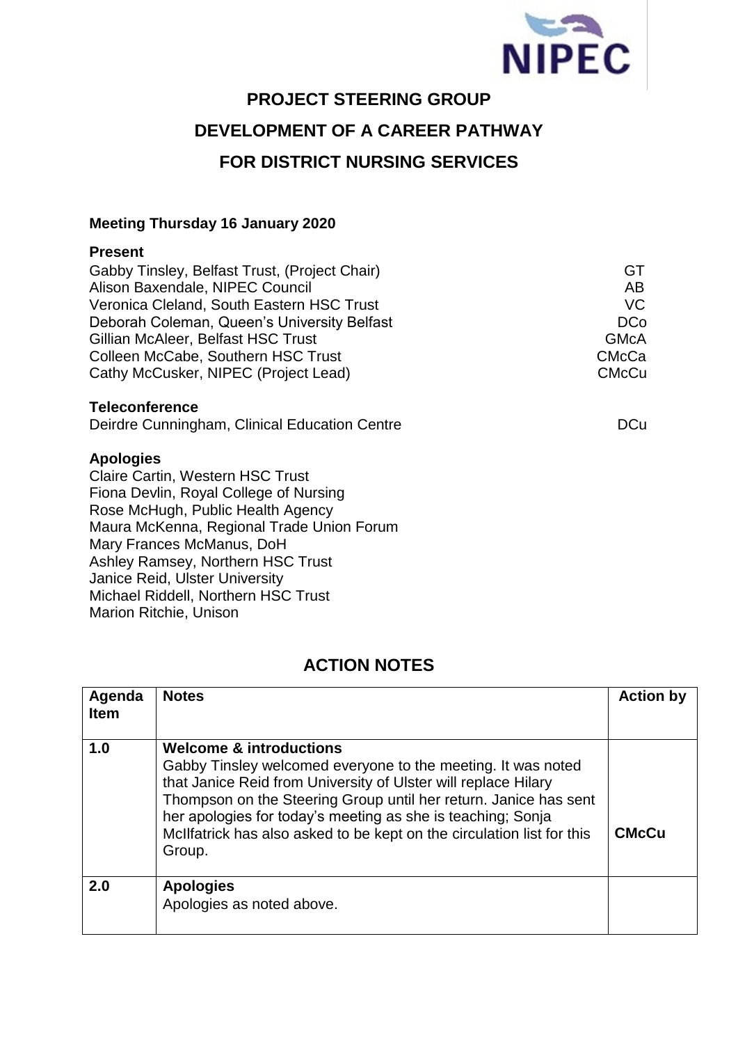# PROJECT STEERING GROUP

# DEVELOPMENT OF A CAREER PATHWAY

# FOR DISTRICT NURSING SERVICES

**Meeting Thursday 16 January 2020**

**Present**

| | |
|---|---|
| Gabby Tinsley, Belfast Trust, (Project Chair) | GT |
| Alison Baxendale, NIPEC Council | AB |
| Veronica Cleland, South Eastern HSC Trust | VC |
| Deborah Coleman, Queen's University Belfast | DCo |
| Gillian McAleer, Belfast HSC Trust | GMcA |
| Colleen McCabe, Southern HSC Trust | CMcCa |
| Cathy McCusker, NIPEC (Project Lead) | CMcCu |

**Teleconference**

| | |
|---|---|
| Deirdre Cunningham, Clinical Education Centre | DCu |

**Apologies**

Claire Cartin, Western HSC Trust
Fiona Devlin, Royal College of Nursing
Rose McHugh, Public Health Agency
Maura McKenna, Regional Trade Union Forum
Mary Frances McManus, DoH
Ashley Ramsey, Northern HSC Trust
Janice Reid, Ulster University
Michael Riddell, Northern HSC Trust
Marion Ritchie, Unison

## ACTION NOTES

| Agenda Item | Notes | Action by |
|---|---|---|
| 1.0 | **Welcome & introductions**<br>Gabby Tinsley welcomed everyone to the meeting. It was noted that Janice Reid from University of Ulster will replace Hilary Thompson on the Steering Group until her return. Janice has sent her apologies for today's meeting as she is teaching; Sonja McIlfatrick has also asked to be kept on the circulation list for this Group. | **CMcCu** |
| 2.0 | **Apologies**<br>Apologies as noted above. | |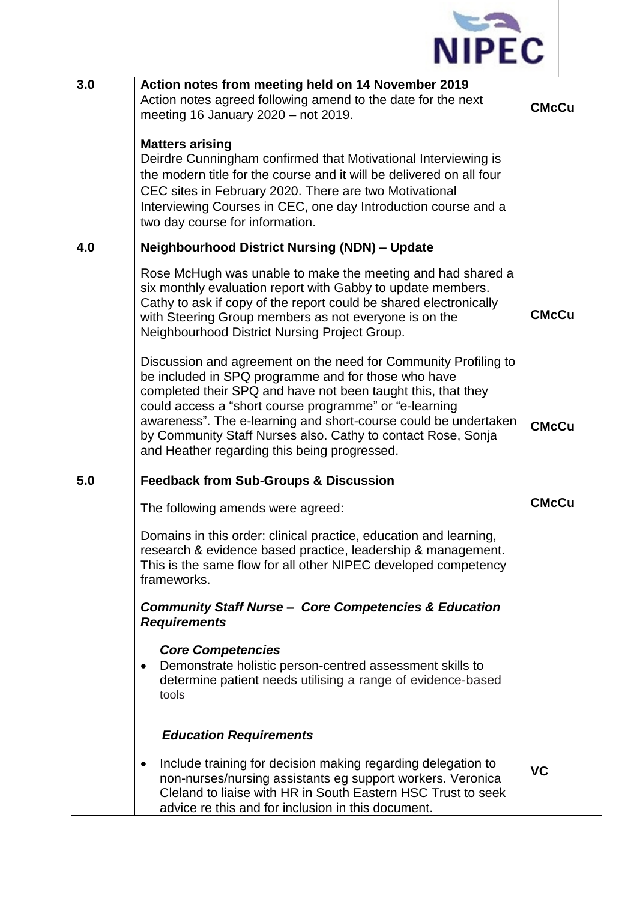| | | |
|---|---|---|
| **3.0** | **Action notes from meeting held on 14 November 2019**<br>Action notes agreed following amend to the date for the next meeting 16 January 2020 – not 2019.<br><br>**Matters arising**<br>Deirdre Cunningham confirmed that Motivational Interviewing is the modern title for the course and it will be delivered on all four CEC sites in February 2020. There are two Motivational Interviewing Courses in CEC, one day Introduction course and a two day course for information. | **CMcCu** |
| **4.0** | **Neighbourhood District Nursing (NDN) – Update**<br><br>Rose McHugh was unable to make the meeting and had shared a six monthly evaluation report with Gabby to update members. Cathy to ask if copy of the report could be shared electronically with Steering Group members as not everyone is on the Neighbourhood District Nursing Project Group.<br><br>Discussion and agreement on the need for Community Profiling to be included in SPQ programme and for those who have completed their SPQ and have not been taught this, that they could access a "short course programme" or "e-learning awareness". The e-learning and short-course could be undertaken by Community Staff Nurses also. Cathy to contact Rose, Sonja and Heather regarding this being progressed. | **CMcCu**<br><br>**CMcCu** |
| **5.0** | **Feedback from Sub-Groups & Discussion**<br><br>The following amends were agreed:<br><br>Domains in this order: clinical practice, education and learning, research & evidence based practice, leadership & management. This is the same flow for all other NIPEC developed competency frameworks.<br><br>***Community Staff Nurse – Core Competencies & Education Requirements***<br><br>***Core Competencies***<br>• Demonstrate holistic person-centred assessment skills to determine patient needs utilising a range of evidence-based tools<br><br>***Education Requirements***<br>• Include training for decision making regarding delegation to non-nurses/nursing assistants eg support workers. Veronica Cleland to liaise with HR in South Eastern HSC Trust to seek advice re this and for inclusion in this document. | **CMcCu**<br><br>**VC** |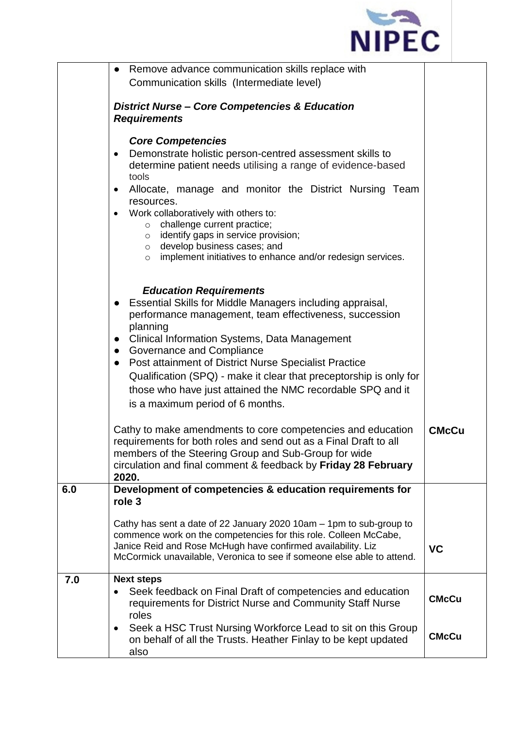| | | |
|---|---|---|
| | • Remove advance communication skills replace with Communication skills (Intermediate level)<br><br>***District Nurse – Core Competencies & Education Requirements***<br><br>***Core Competencies***<br>• Demonstrate holistic person-centred assessment skills to determine patient needs utilising a range of evidence-based tools<br>• Allocate, manage and monitor the District Nursing Team resources.<br>• Work collaboratively with others to:<br>&nbsp;&nbsp;&nbsp;&nbsp;○ challenge current practice;<br>&nbsp;&nbsp;&nbsp;&nbsp;○ identify gaps in service provision;<br>&nbsp;&nbsp;&nbsp;&nbsp;○ develop business cases; and<br>&nbsp;&nbsp;&nbsp;&nbsp;○ implement initiatives to enhance and/or redesign services.<br><br>***Education Requirements***<br>• Essential Skills for Middle Managers including appraisal, performance management, team effectiveness, succession planning<br>• Clinical Information Systems, Data Management<br>• Governance and Compliance<br>• Post attainment of District Nurse Specialist Practice Qualification (SPQ) - make it clear that preceptorship is only for those who have just attained the NMC recordable SPQ and it is a maximum period of 6 months.<br><br>Cathy to make amendments to core competencies and education requirements for both roles and send out as a Final Draft to all members of the Steering Group and Sub-Group for wide circulation and final comment & feedback by **Friday 28 February 2020.** | **CMcCu** |
| **6.0** | **Development of competencies & education requirements for role 3**<br><br>Cathy has sent a date of 22 January 2020 10am – 1pm to sub-group to commence work on the competencies for this role. Colleen McCabe, Janice Reid and Rose McHugh have confirmed availability. Liz McCormick unavailable, Veronica to see if someone else able to attend. | **VC** |
| **7.0** | **Next steps**<br>• Seek feedback on Final Draft of competencies and education requirements for District Nurse and Community Staff Nurse roles<br>• Seek a HSC Trust Nursing Workforce Lead to sit on this Group on behalf of all the Trusts. Heather Finlay to be kept updated also | **CMcCu**<br><br>**CMcCu** |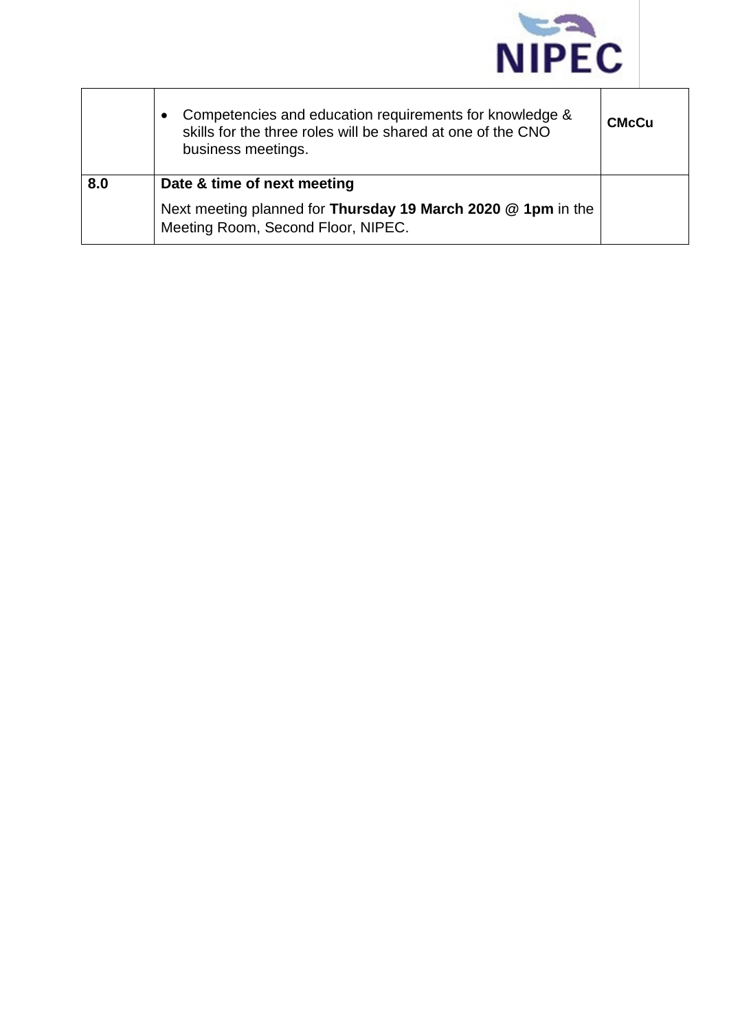| | | |
|---|---|---|
| | • Competencies and education requirements for knowledge & skills for the three roles will be shared at one of the CNO business meetings. | **CMcCu** |
| **8.0** | **Date & time of next meeting**<br><br>Next meeting planned for **Thursday 19 March 2020 @ 1pm** in the Meeting Room, Second Floor, NIPEC. | |